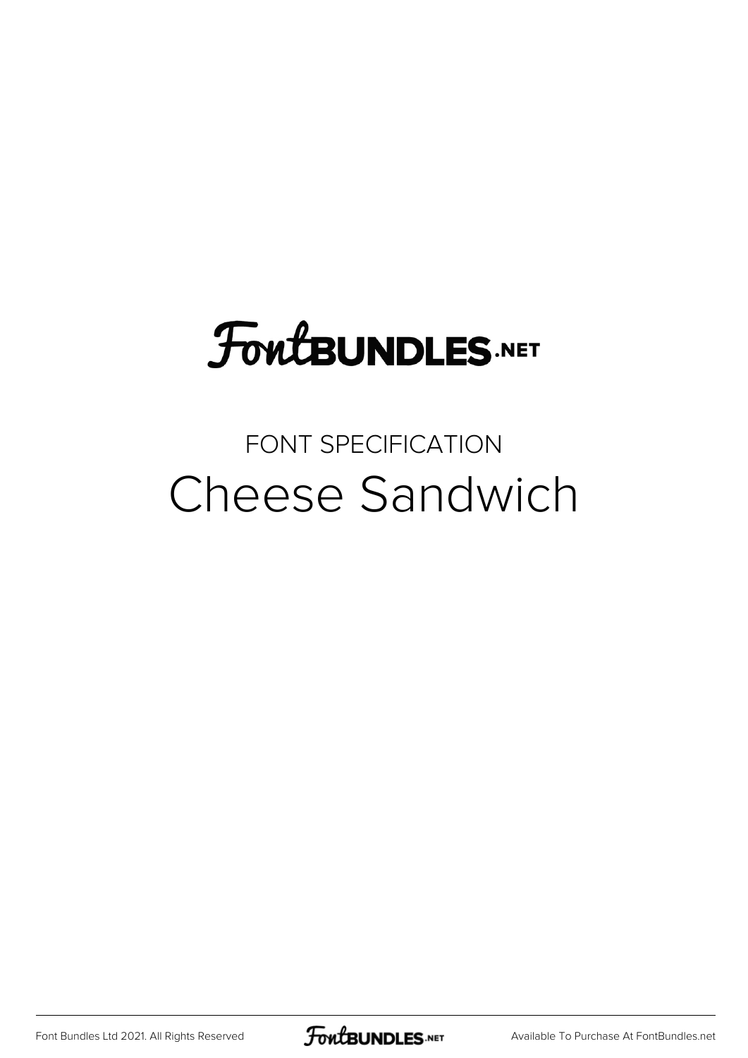# FontBUNDLES.NET

FONT SPECIFICATION

## Cheese Sandwich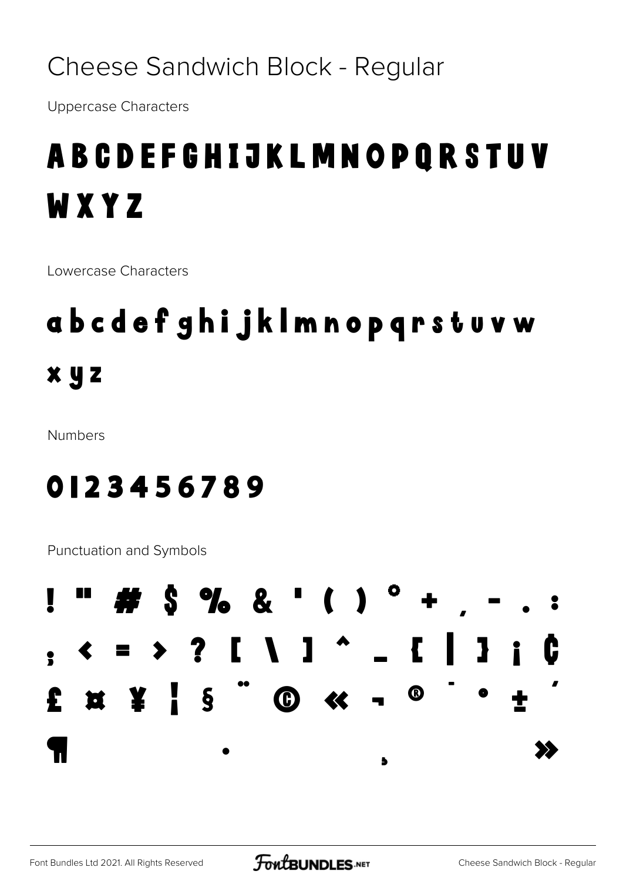# Cheese Sandwich Block - Regular

Uppercase Characters

A B C D E F G H I J K L M N O P Q R S T U V W X Y Z

Lowercase Characters

a b c d e f g h i j k l m n o p q r s t u v w x y z

Numbers

0 1 2 3 4 5 6 7 8 9

Punctuation and Symbols

! " # $ % & ' ( ) * + , - . : ; < = > ? [ \ ] ^ _ { | } ¡ ¢ £ ¤ ¥ ¦ § ¨ © « ¬ ® ¯ ° ± ´ ¶ · ¸ »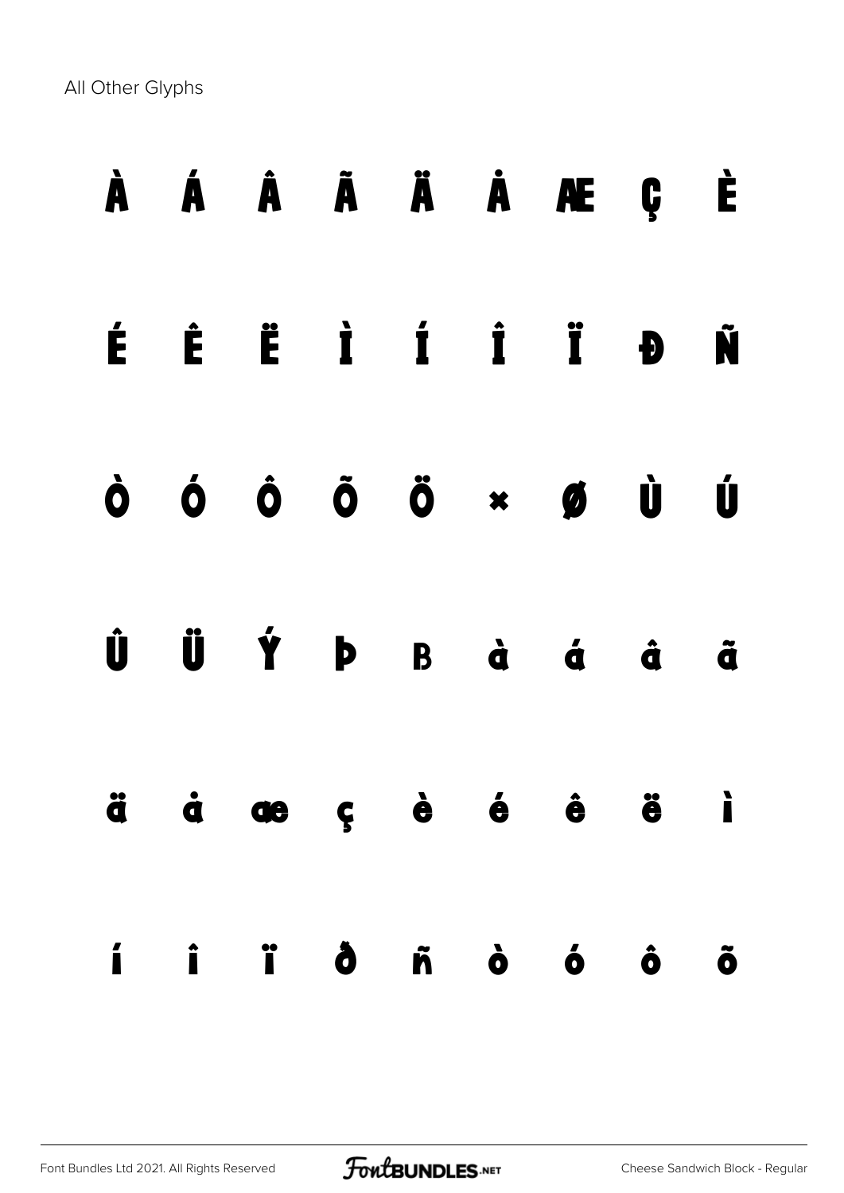All Other Glyphs

À Á Â Ã Ä Å Æ Ç È

É Ê Ë Ì Í Î Ï Ð Ñ

Ò Ó Ô Õ Ö × Ø Ù Ú

Û Ü Ý Þ ß à á â ã

ä å æ ç è é ê ë ì

í î ï ð ñ ò ó ô õ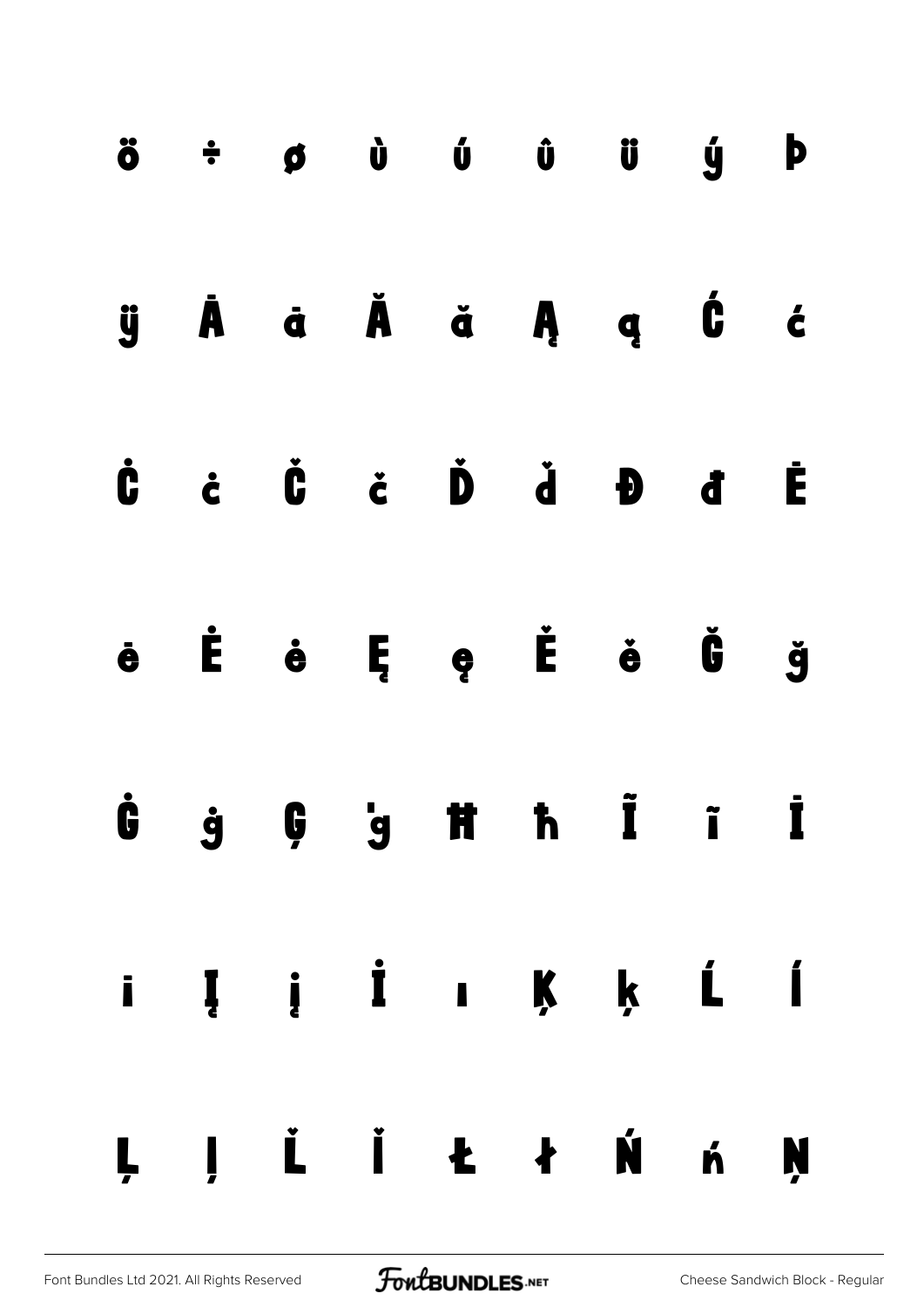ö ÷ ø ù ú û ü ý þ

ÿ Ā ā Ă ă Ą ą Ć ć

Ċ ċ Č č Ď ď Đ đ Ē

ē Ė ė Ę ę Ě ě Ğ ğ

Ġ ġ Ģ ģ Ħ ħ Ĩ ĩ Ī

ī Į į İ ı Ķ ķ Ĺ ĺ

Ļ ļ Ľ ľ Ł ł Ń ń Ņ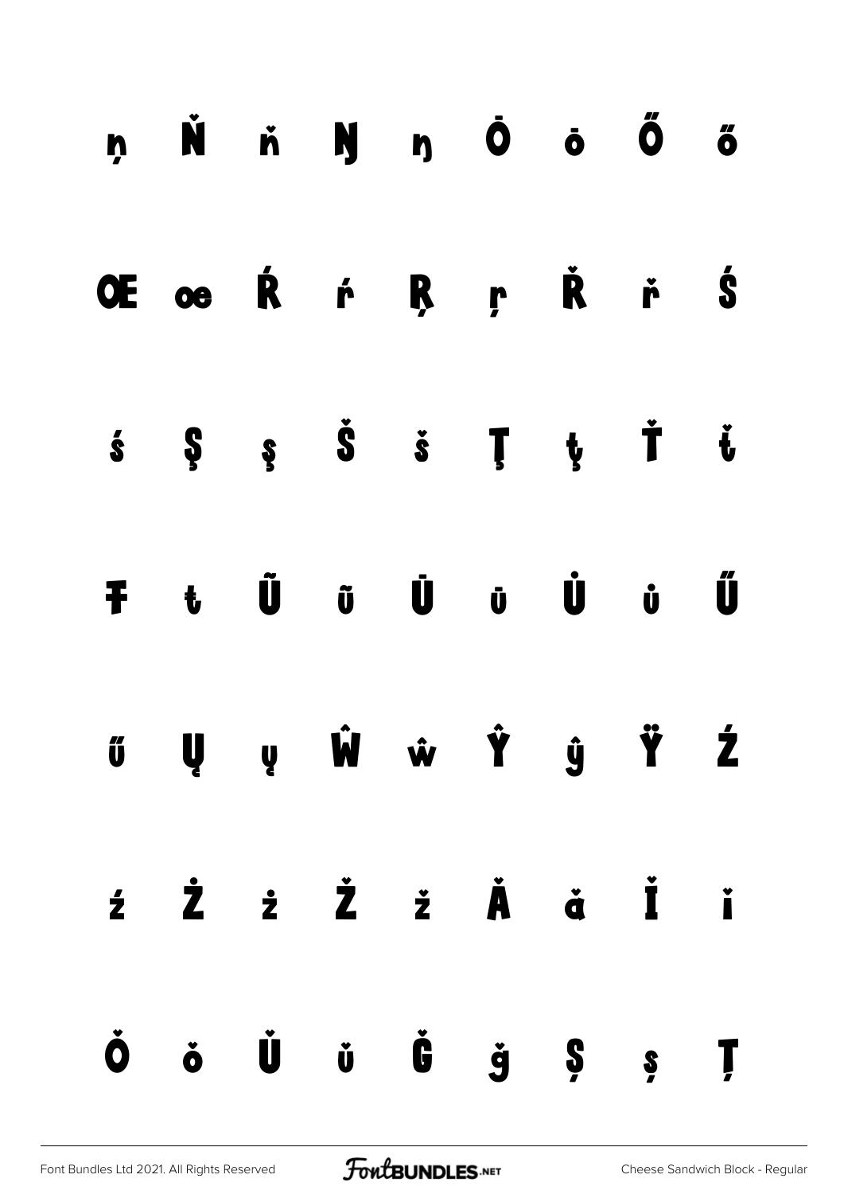ņ Ň ň Ŋ ŋ Ō ō Ő ő

Œ œ Ŕ ŕ Ŗ ŗ Ř ř Ś

ś Ş ş Š š Ţ ţ Ť ť

Ŧ ŧ Ũ ũ Ū ū Ů ů Ű

ű Ų ų Ŵ ŵ Ŷ ŷ Ÿ Ź

ź Ż ż Ž ž Ǎ ǎ Ǐ ǐ

Ǒ ǒ Ǔ ǔ Ǧ ǧ Ș ș Ț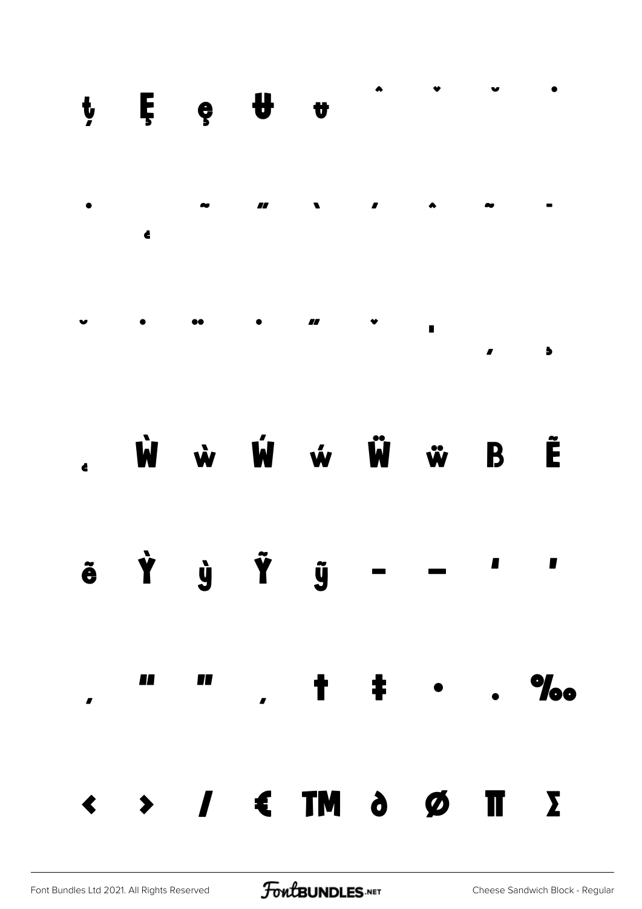ţ Ę ę Ʉ ʉ ˆ ˇ ˘ ˙

˚ ˛ ˜ ˝ ˋ ˊ ˆ ˜ ˉ

˘ ˙ ¨ ˚ ˝ ˇ ˌ ˏ ̦

̧ Ẁ ẁ Ẃ ẃ Ẅ ẅ Ɓ Ẽ

ẽ Ỳ ỳ Ỹ ỹ – — ' '

‚ " " „ † ‡ • . ‰

‹ › ⁄ € ™ ∂ ∅ ∏ ∑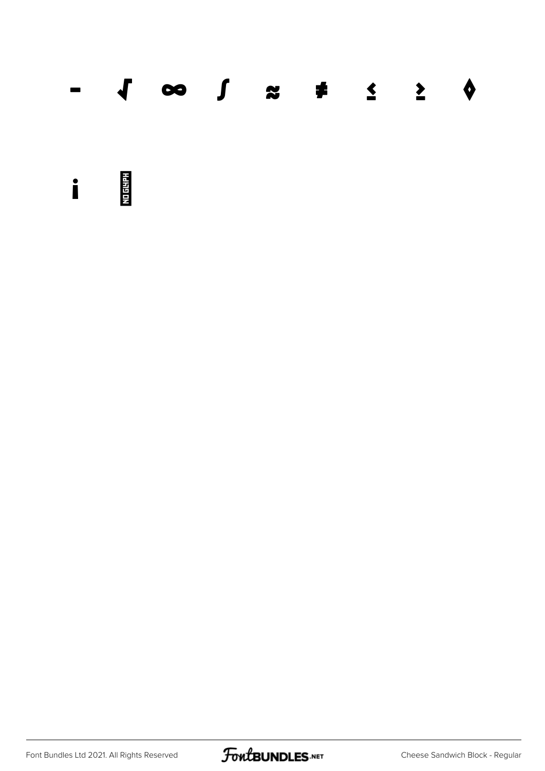− √ ∞ ∫ ≈ ≠ ≤ ≥ ◊

ı NO GLYPH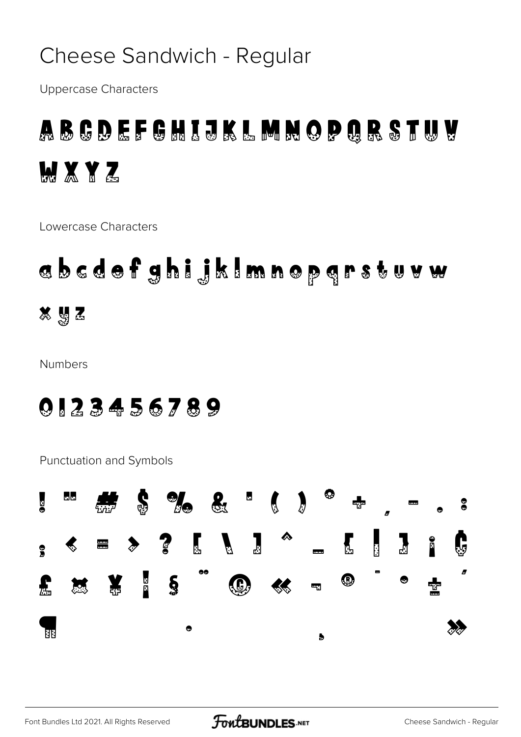# Cheese Sandwich - Regular

Uppercase Characters

A B C D E F G H I J K L M N O P Q R S T U V W X Y Z

Lowercase Characters

a b c d e f g h i j k l m n o p q r s t u v w x y z

Numbers

0 1 2 3 4 5 6 7 8 9

Punctuation and Symbols

! " # $ % & ' ( ) * + , - . : ; < = > ? [ \ ] ^ _ { | } ¡ ¢ £ ¤ ¥ ¦ § ¨ © « ¬ ® ¯ ° ± ´ ¶ · ¸ »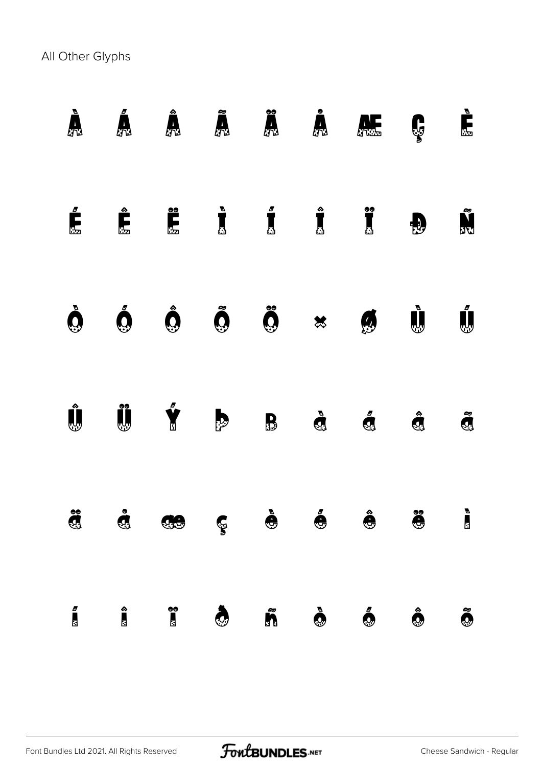All Other Glyphs

À Á Â Ã Ä Å Æ Ç È

É Ê Ë Ì Í Î Ï Ð Ñ

Ò Ó Ô Õ Ö × Ø Ù Ú

Û Ü Ý Þ ß à á â ã

ä å æ ç è é ê ë ì

í î ï ð ñ ò ó ô õ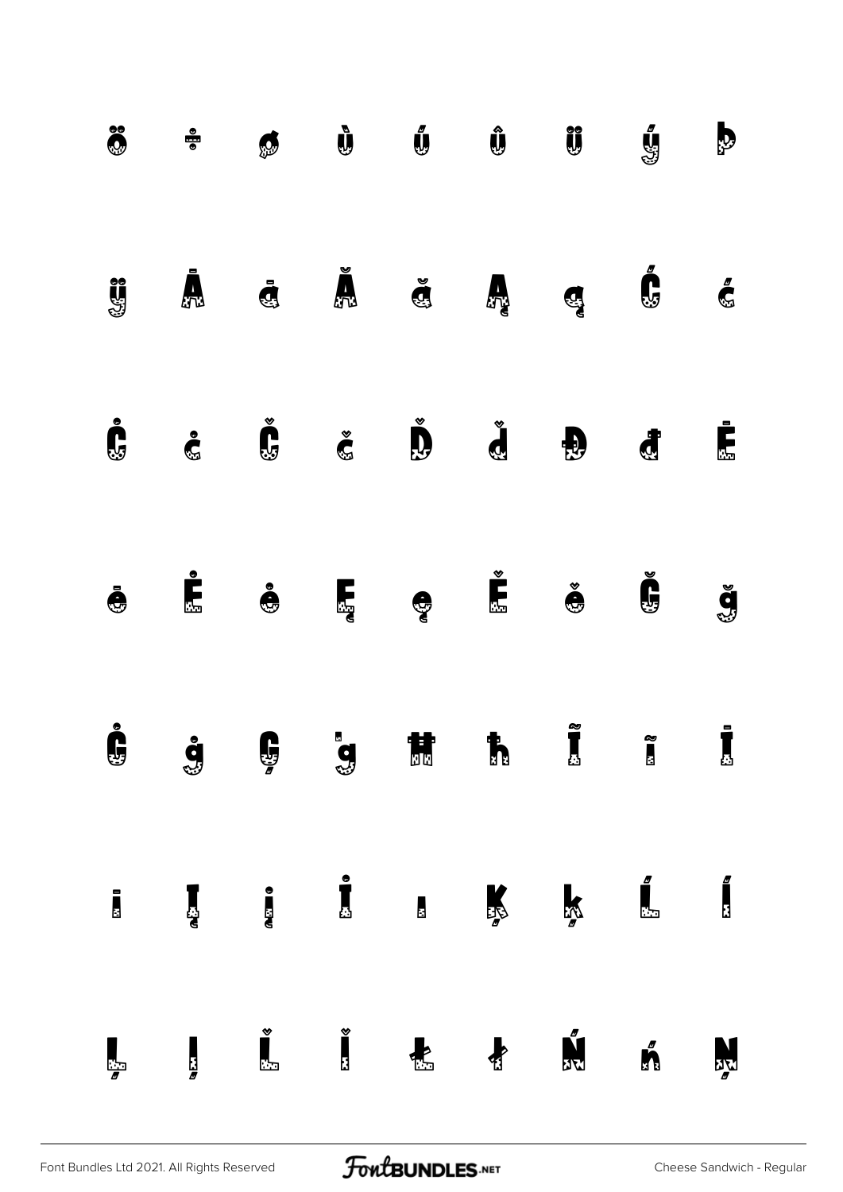ö ÷ ø ù ú û ü ý þ

ÿ Ā ā Ă ă Ą ą Ć ć

Ċ ċ Č č Ď ď Đ đ Ē

ē Ė ė Ę ę Ě ě Ğ ğ

Ġ ġ Ģ ģ Ħ ħ Ĩ ĩ Ī

ī Į į İ ı Ķ ķ Ĺ ĺ

Ļ ļ Ľ ľ Ł ł Ń ń Ņ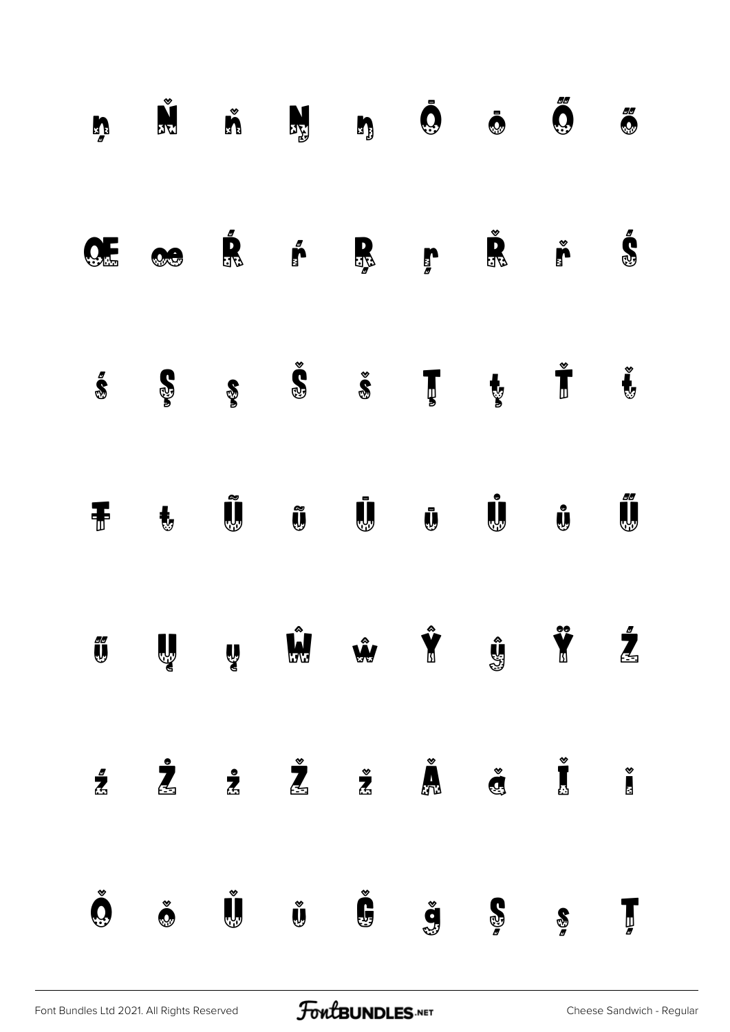ņ Ň ň Ŋ ŋ Ō ō Ő ő

Œ œ Ŕ ŕ Ŗ ŗ Ř ř Ś

ś Ş ş Š š Ţ ţ Ť ť

Ŧ ŧ Ũ ũ Ū ū Ů ů Ű

ű Ų ų Ŵ ŵ Ŷ ŷ Ÿ Ź

ź Ż ż Ž ž Ǎ ǎ Ǐ ǐ

Ǒ ǒ Ǔ ǔ Ǧ ǧ Ș ș Ț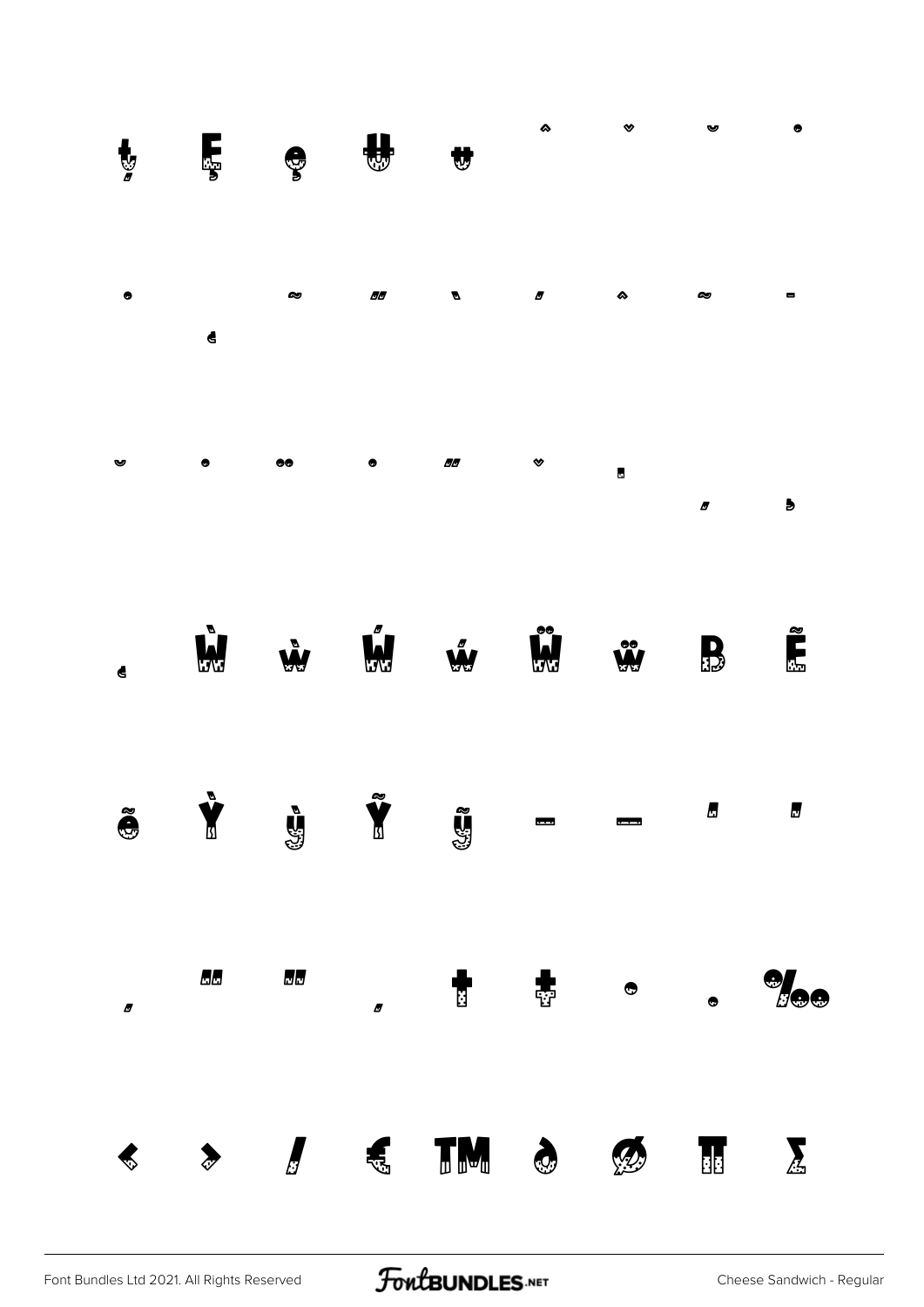ţ Ę ę Ų ų ˆ ˇ ˘ ˙

˚ ˛ ˜ ˝ ̀ ́ ̂ ̃ ̄

̆ ̇ ̈ ̊ ̋ ̌ ̒ ̦ ̧

̨ Ẁ ẁ Ẃ ẃ Ẅ ẅ ẞ Ẽ

ẽ Ỳ ỳ Ỹ ỹ – — ' '

‚ " " „ † ‡ • … ‰

‹ › ⁄ € ™ ∂ ∅ ∏ ∑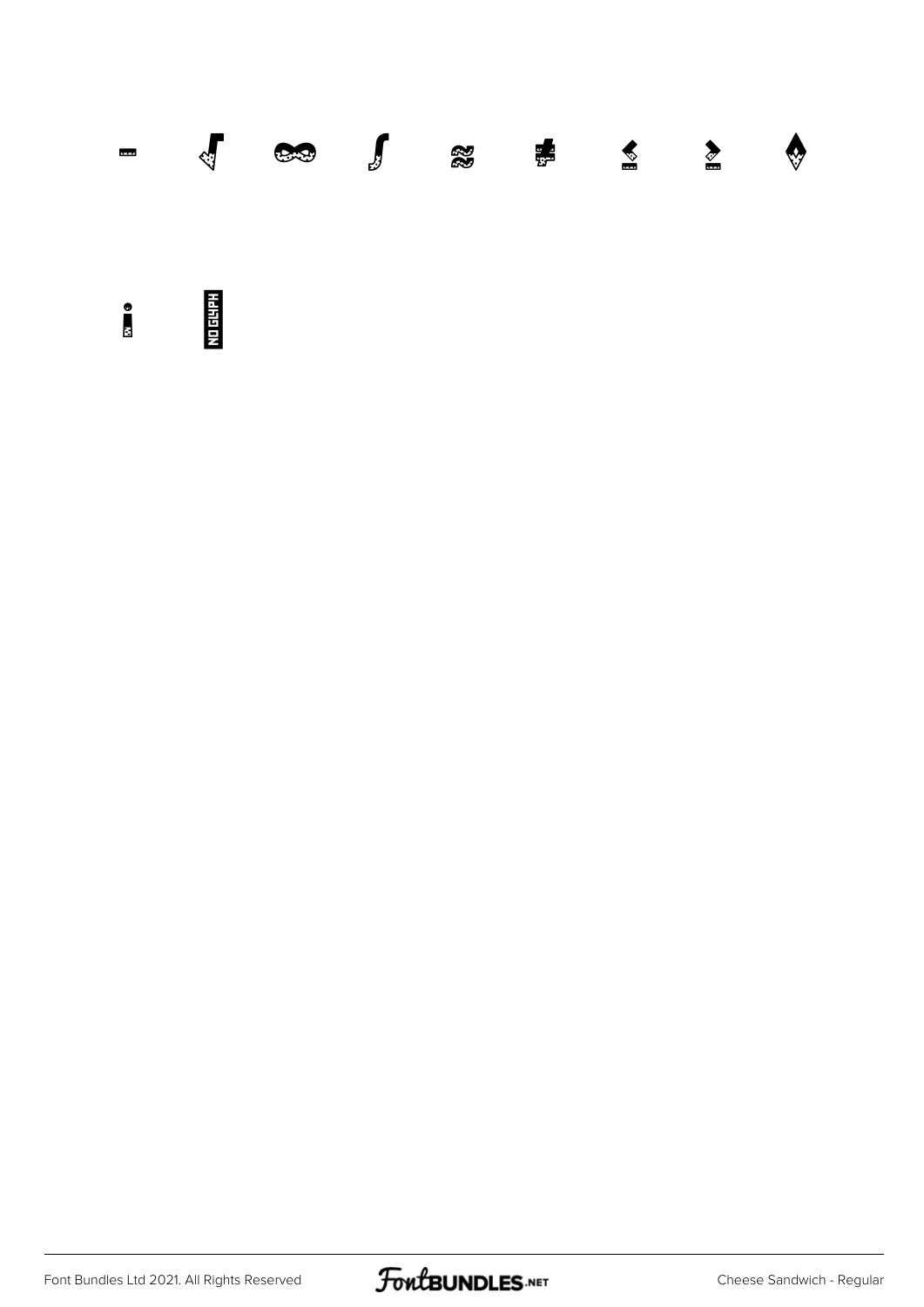- √ ∞ ∫ ≈ ≠ ≤ ≥ ◊

¡ NO GLYPH